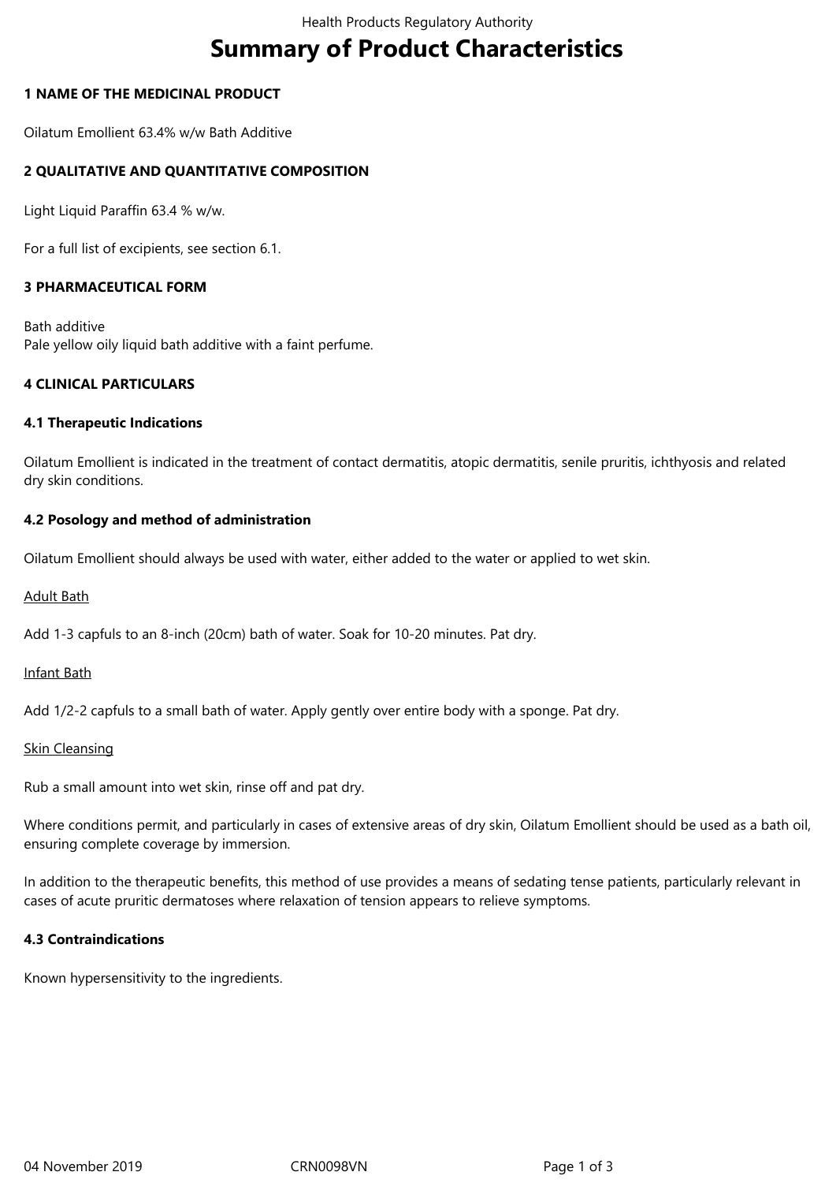# Summary of Product Characteristics

## 1 NAME OF THE MEDICINAL PRODUCT

Oilatum Emollient 63.4% w/w Bath Additive

## 2 QUALITATIVE AND QUANTITATIVE COMPOSITION

Light Liquid Paraffin 63.4 % w/w.

For a full list of excipients, see section 6.1.

## 3 PHARMACEUTICAL FORM

Bath additive
Pale yellow oily liquid bath additive with a faint perfume.

## 4 CLINICAL PARTICULARS

### 4.1 Therapeutic Indications

Oilatum Emollient is indicated in the treatment of contact dermatitis, atopic dermatitis, senile pruritis, ichthyosis and related dry skin conditions.

### 4.2 Posology and method of administration

Oilatum Emollient should always be used with water, either added to the water or applied to wet skin.

Adult Bath

Add 1-3 capfuls to an 8-inch (20cm) bath of water. Soak for 10-20 minutes. Pat dry.

Infant Bath

Add 1/2-2 capfuls to a small bath of water. Apply gently over entire body with a sponge. Pat dry.

Skin Cleansing

Rub a small amount into wet skin, rinse off and pat dry.

Where conditions permit, and particularly in cases of extensive areas of dry skin, Oilatum Emollient should be used as a bath oil, ensuring complete coverage by immersion.

In addition to the therapeutic benefits, this method of use provides a means of sedating tense patients, particularly relevant in cases of acute pruritic dermatoses where relaxation of tension appears to relieve symptoms.

### 4.3 Contraindications

Known hypersensitivity to the ingredients.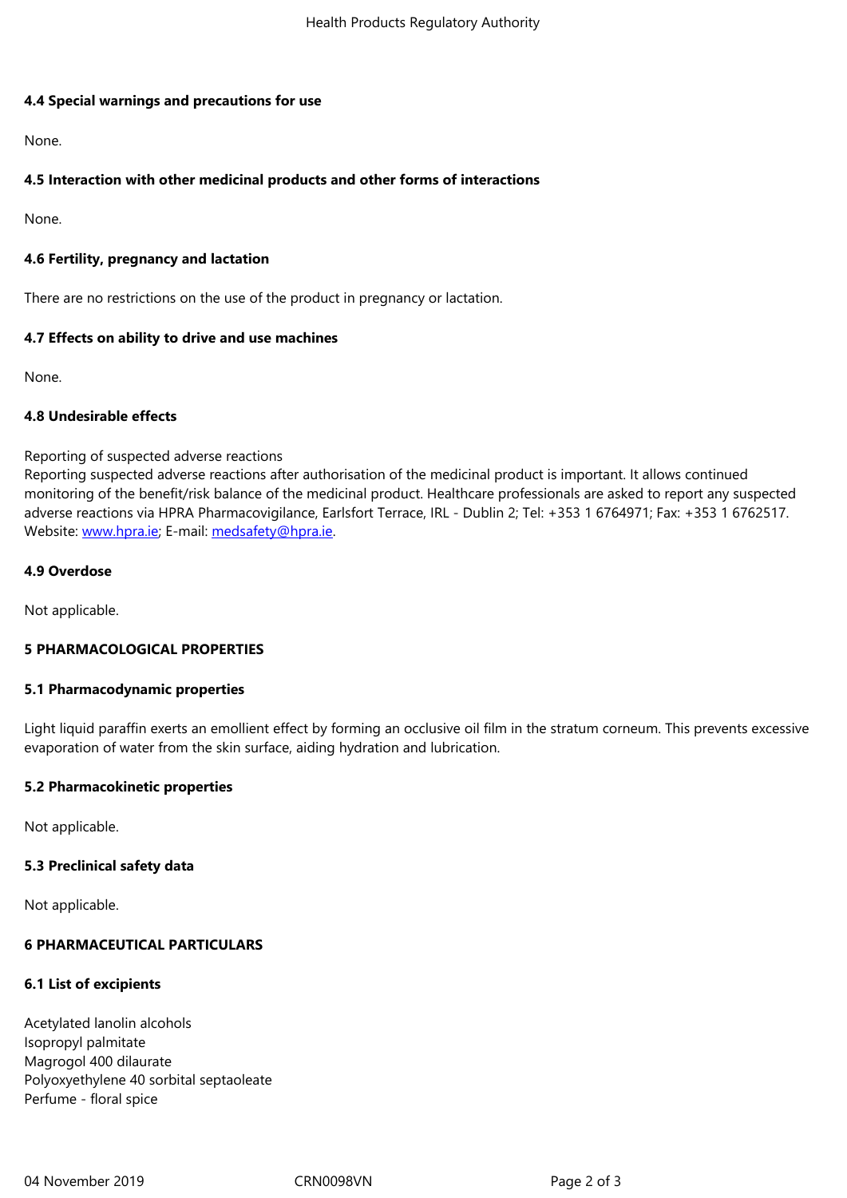### 4.4 Special warnings and precautions for use

None.

### 4.5 Interaction with other medicinal products and other forms of interactions

None.

### 4.6 Fertility, pregnancy and lactation

There are no restrictions on the use of the product in pregnancy or lactation.

### 4.7 Effects on ability to drive and use machines

None.

### 4.8 Undesirable effects

Reporting of suspected adverse reactions
Reporting suspected adverse reactions after authorisation of the medicinal product is important. It allows continued monitoring of the benefit/risk balance of the medicinal product. Healthcare professionals are asked to report any suspected adverse reactions via HPRA Pharmacovigilance, Earlsfort Terrace, IRL - Dublin 2; Tel: +353 1 6764971; Fax: +353 1 6762517. Website: www.hpra.ie; E-mail: medsafety@hpra.ie.

### 4.9 Overdose

Not applicable.

## 5 PHARMACOLOGICAL PROPERTIES

### 5.1 Pharmacodynamic properties

Light liquid paraffin exerts an emollient effect by forming an occlusive oil film in the stratum corneum. This prevents excessive evaporation of water from the skin surface, aiding hydration and lubrication.

### 5.2 Pharmacokinetic properties

Not applicable.

### 5.3 Preclinical safety data

Not applicable.

## 6 PHARMACEUTICAL PARTICULARS

### 6.1 List of excipients

Acetylated lanolin alcohols
Isopropyl palmitate
Magrogol 400 dilaurate
Polyoxyethylene 40 sorbital septaoleate
Perfume - floral spice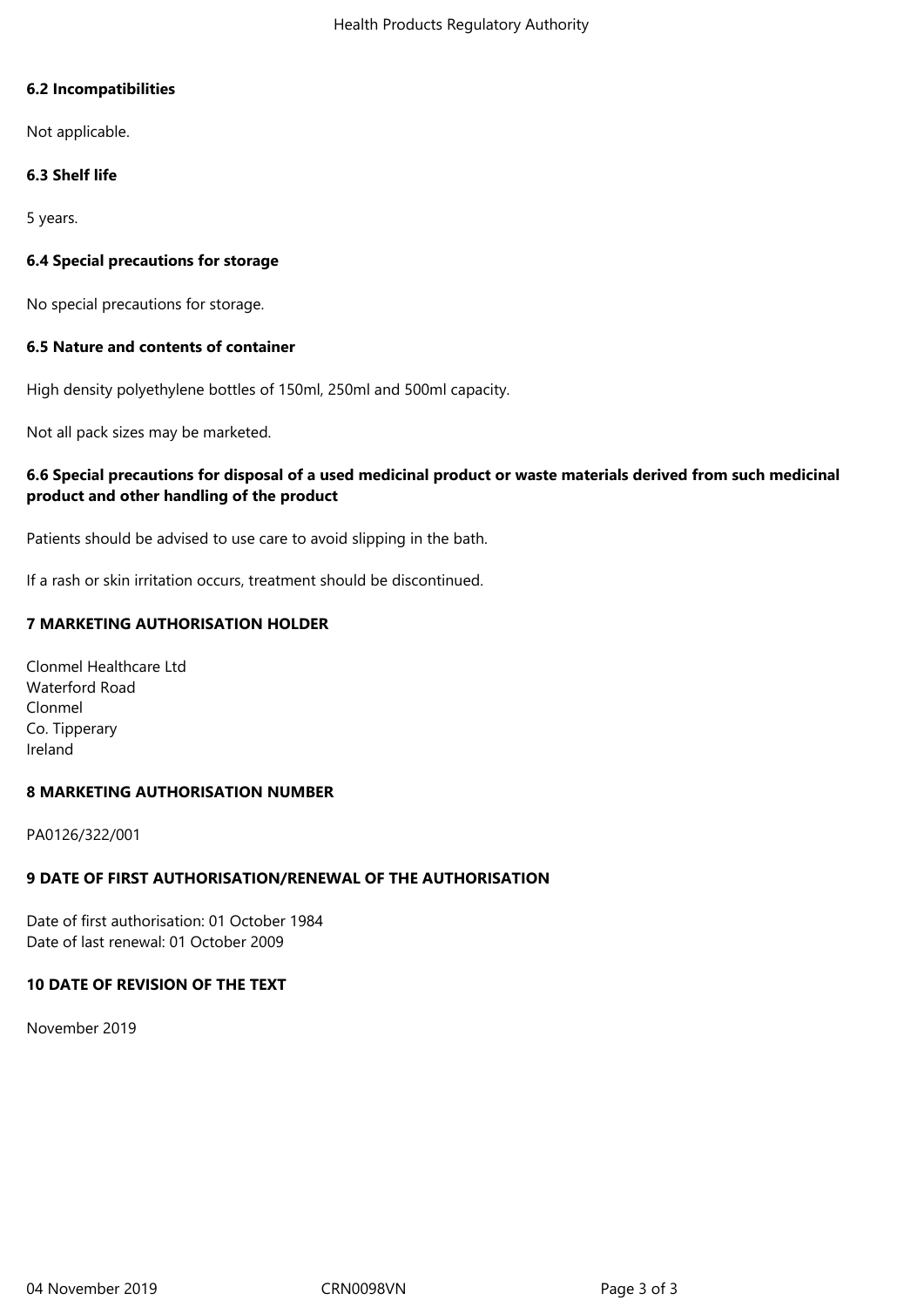### 6.2 Incompatibilities

Not applicable.

### 6.3 Shelf life

5 years.

### 6.4 Special precautions for storage

No special precautions for storage.

### 6.5 Nature and contents of container

High density polyethylene bottles of 150ml, 250ml and 500ml capacity.

Not all pack sizes may be marketed.

### 6.6 Special precautions for disposal of a used medicinal product or waste materials derived from such medicinal product and other handling of the product

Patients should be advised to use care to avoid slipping in the bath.

If a rash or skin irritation occurs, treatment should be discontinued.

## 7 MARKETING AUTHORISATION HOLDER

Clonmel Healthcare Ltd
Waterford Road
Clonmel
Co. Tipperary
Ireland

## 8 MARKETING AUTHORISATION NUMBER

PA0126/322/001

## 9 DATE OF FIRST AUTHORISATION/RENEWAL OF THE AUTHORISATION

Date of first authorisation: 01 October 1984
Date of last renewal: 01 October 2009

## 10 DATE OF REVISION OF THE TEXT

November 2019